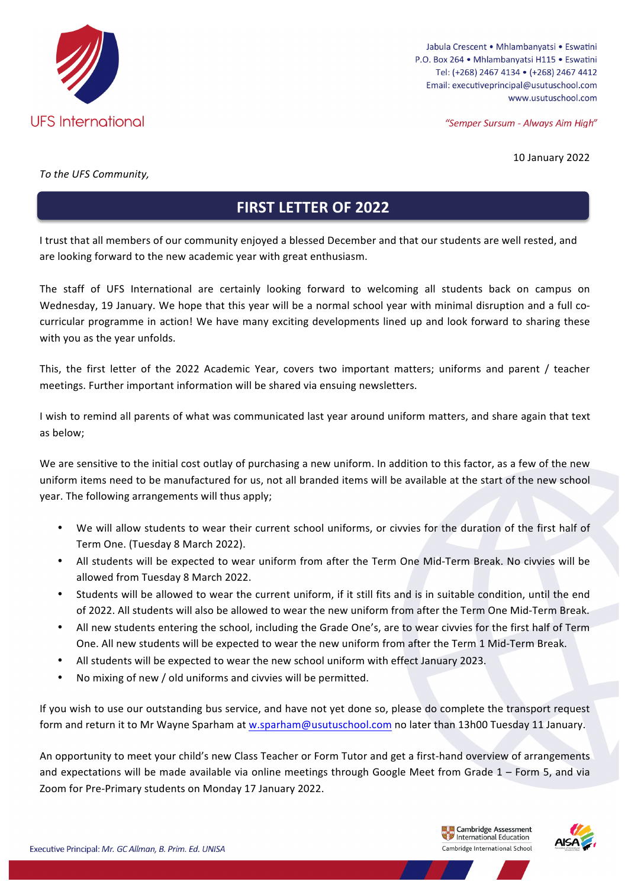UFS International

Jabula Crescent • Mhlambanyatsi • Eswatini
P.O. Box 264 • Mhlambanyatsi H115 • Eswatini
Tel: (+268) 2467 4134 • (+268) 2467 4412
Email: executiveprincipal@usutuschool.com
www.usutuschool.com

*"Semper Sursum - Always Aim High"*

10 January 2022

*To the UFS Community,*

# FIRST LETTER OF 2022

I trust that all members of our community enjoyed a blessed December and that our students are well rested, and are looking forward to the new academic year with great enthusiasm.

The staff of UFS International are certainly looking forward to welcoming all students back on campus on Wednesday, 19 January. We hope that this year will be a normal school year with minimal disruption and a full co-curricular programme in action! We have many exciting developments lined up and look forward to sharing these with you as the year unfolds.

This, the first letter of the 2022 Academic Year, covers two important matters; uniforms and parent / teacher meetings. Further important information will be shared via ensuing newsletters.

I wish to remind all parents of what was communicated last year around uniform matters, and share again that text as below;

We are sensitive to the initial cost outlay of purchasing a new uniform. In addition to this factor, as a few of the new uniform items need to be manufactured for us, not all branded items will be available at the start of the new school year. The following arrangements will thus apply;

- We will allow students to wear their current school uniforms, or civvies for the duration of the first half of Term One. (Tuesday 8 March 2022).
- All students will be expected to wear uniform from after the Term One Mid-Term Break. No civvies will be allowed from Tuesday 8 March 2022.
- Students will be allowed to wear the current uniform, if it still fits and is in suitable condition, until the end of 2022. All students will also be allowed to wear the new uniform from after the Term One Mid-Term Break.
- All new students entering the school, including the Grade One's, are to wear civvies for the first half of Term One. All new students will be expected to wear the new uniform from after the Term 1 Mid-Term Break.
- All students will be expected to wear the new school uniform with effect January 2023.
- No mixing of new / old uniforms and civvies will be permitted.

If you wish to use our outstanding bus service, and have not yet done so, please do complete the transport request form and return it to Mr Wayne Sparham at w.sparham@usutuschool.com no later than 13h00 Tuesday 11 January.

An opportunity to meet your child's new Class Teacher or Form Tutor and get a first-hand overview of arrangements and expectations will be made available via online meetings through Google Meet from Grade 1 – Form 5, and via Zoom for Pre-Primary students on Monday 17 January 2022.

Executive Principal: *Mr. GC Allman, B. Prim. Ed. UNISA*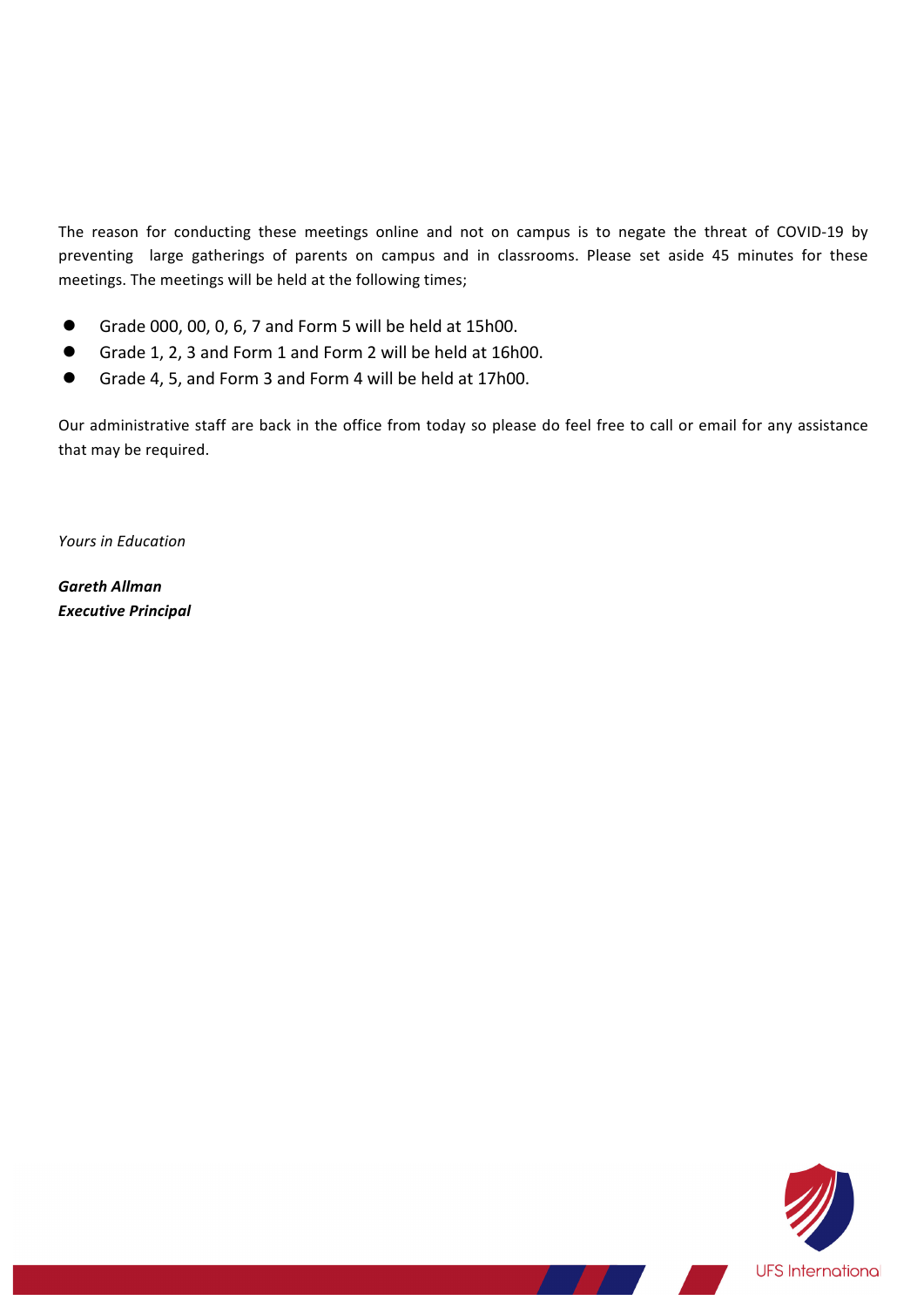The reason for conducting these meetings online and not on campus is to negate the threat of COVID-19 by preventing large gatherings of parents on campus and in classrooms. Please set aside 45 minutes for these meetings. The meetings will be held at the following times;

- Grade 000, 00, 0, 6, 7 and Form 5 will be held at 15h00.
- Grade 1, 2, 3 and Form 1 and Form 2 will be held at 16h00.
- Grade 4, 5, and Form 3 and Form 4 will be held at 17h00.

Our administrative staff are back in the office from today so please do feel free to call or email for any assistance that may be required.

*Yours in Education*

***Gareth Allman***
***Executive Principal***